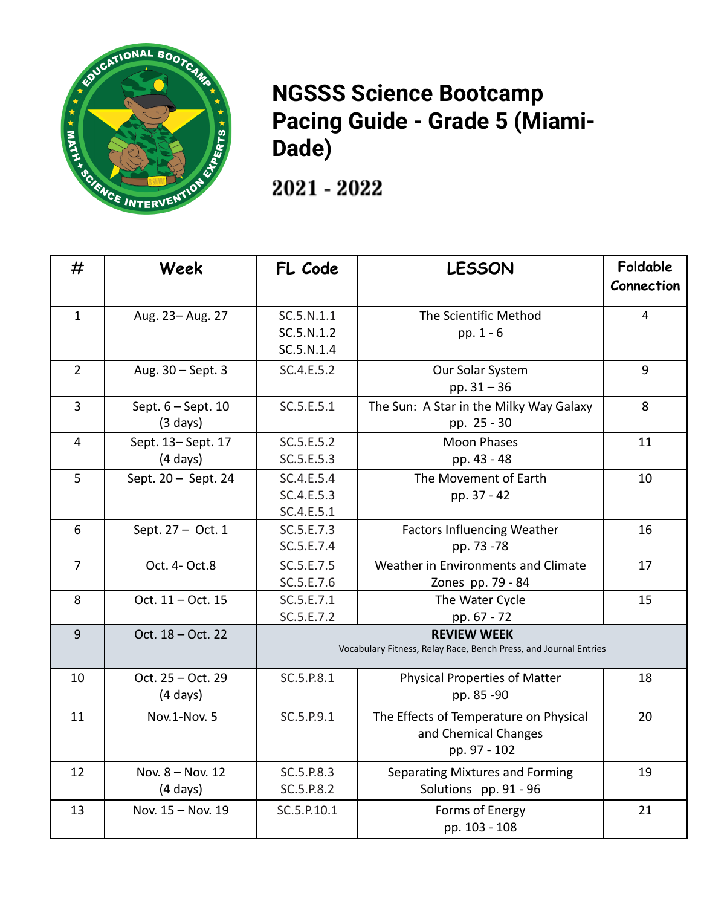# NGSSS Science Bootcamp Pacing Guide - Grade 5 (Miami-Dade)

## 2021 - 2022

| # | Week | FL Code | LESSON | Foldable Connection |
|---|---|---|---|---|
| 1 | Aug. 23– Aug. 27 | SC.5.N.1.1<br>SC.5.N.1.2<br>SC.5.N.1.4 | The Scientific Method<br>pp. 1 - 6 | 4 |
| 2 | Aug. 30 – Sept. 3 | SC.4.E.5.2 | Our Solar System<br>pp. 31 – 36 | 9 |
| 3 | Sept. 6 – Sept. 10<br>(3 days) | SC.5.E.5.1 | The Sun: A Star in the Milky Way Galaxy<br>pp. 25 - 30 | 8 |
| 4 | Sept. 13– Sept. 17<br>(4 days) | SC.5.E.5.2<br>SC.5.E.5.3 | Moon Phases<br>pp. 43 - 48 | 11 |
| 5 | Sept. 20 – Sept. 24 | SC.4.E.5.4<br>SC.4.E.5.3<br>SC.4.E.5.1 | The Movement of Earth<br>pp. 37 - 42 | 10 |
| 6 | Sept. 27 – Oct. 1 | SC.5.E.7.3<br>SC.5.E.7.4 | Factors Influencing Weather<br>pp. 73 -78 | 16 |
| 7 | Oct. 4- Oct.8 | SC.5.E.7.5<br>SC.5.E.7.6 | Weather in Environments and Climate Zones pp. 79 - 84 | 17 |
| 8 | Oct. 11 – Oct. 15 | SC.5.E.7.1<br>SC.5.E.7.2 | The Water Cycle<br>pp. 67 - 72 | 15 |
| 9 | Oct. 18 – Oct. 22 | **REVIEW WEEK**<br>Vocabulary Fitness, Relay Race, Bench Press, and Journal Entries | | |
| 10 | Oct. 25 – Oct. 29<br>(4 days) | SC.5.P.8.1 | Physical Properties of Matter<br>pp. 85 -90 | 18 |
| 11 | Nov.1-Nov. 5 | SC.5.P.9.1 | The Effects of Temperature on Physical and Chemical Changes<br>pp. 97 - 102 | 20 |
| 12 | Nov. 8 – Nov. 12<br>(4 days) | SC.5.P.8.3<br>SC.5.P.8.2 | Separating Mixtures and Forming Solutions pp. 91 - 96 | 19 |
| 13 | Nov. 15 – Nov. 19 | SC.5.P.10.1 | Forms of Energy<br>pp. 103 - 108 | 21 |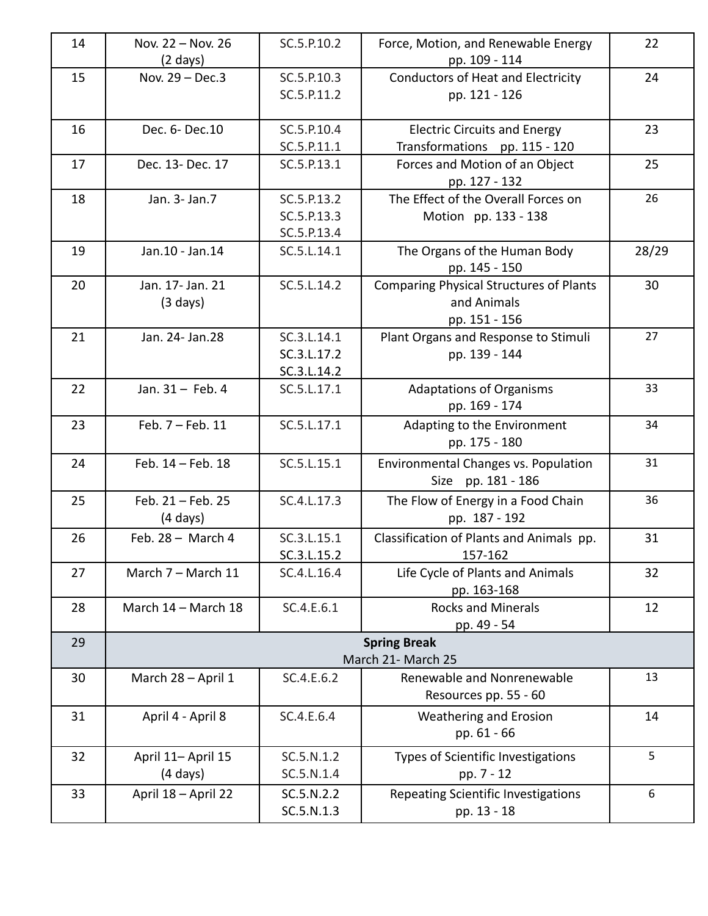| 14 | Nov. 22 – Nov. 26 (2 days) | SC.5.P.10.2 | Force, Motion, and Renewable Energy pp. 109 - 114 | 22 |
|---|---|---|---|---|
| 15 | Nov. 29 – Dec.3 | SC.5.P.10.3 SC.5.P.11.2 | Conductors of Heat and Electricity pp. 121 - 126 | 24 |
| 16 | Dec. 6- Dec.10 | SC.5.P.10.4 SC.5.P.11.1 | Electric Circuits and Energy Transformations pp. 115 - 120 | 23 |
| 17 | Dec. 13- Dec. 17 | SC.5.P.13.1 | Forces and Motion of an Object pp. 127 - 132 | 25 |
| 18 | Jan. 3- Jan.7 | SC.5.P.13.2 SC.5.P.13.3 SC.5.P.13.4 | The Effect of the Overall Forces on Motion pp. 133 - 138 | 26 |
| 19 | Jan.10 - Jan.14 | SC.5.L.14.1 | The Organs of the Human Body pp. 145 - 150 | 28/29 |
| 20 | Jan. 17- Jan. 21 (3 days) | SC.5.L.14.2 | Comparing Physical Structures of Plants and Animals pp. 151 - 156 | 30 |
| 21 | Jan. 24- Jan.28 | SC.3.L.14.1 SC.3.L.17.2 SC.3.L.14.2 | Plant Organs and Response to Stimuli pp. 139 - 144 | 27 |
| 22 | Jan. 31 – Feb. 4 | SC.5.L.17.1 | Adaptations of Organisms pp. 169 - 174 | 33 |
| 23 | Feb. 7 – Feb. 11 | SC.5.L.17.1 | Adapting to the Environment pp. 175 - 180 | 34 |
| 24 | Feb. 14 – Feb. 18 | SC.5.L.15.1 | Environmental Changes vs. Population Size pp. 181 - 186 | 31 |
| 25 | Feb. 21 – Feb. 25 (4 days) | SC.4.L.17.3 | The Flow of Energy in a Food Chain pp. 187 - 192 | 36 |
| 26 | Feb. 28 – March 4 | SC.3.L.15.1 SC.3.L.15.2 | Classification of Plants and Animals pp. 157-162 | 31 |
| 27 | March 7 – March 11 | SC.4.L.16.4 | Life Cycle of Plants and Animals pp. 163-168 | 32 |
| 28 | March 14 – March 18 | SC.4.E.6.1 | Rocks and Minerals pp. 49 - 54 | 12 |
| 29 | **Spring Break** March 21- March 25 | | | |
| 30 | March 28 – April 1 | SC.4.E.6.2 | Renewable and Nonrenewable Resources pp. 55 - 60 | 13 |
| 31 | April 4 - April 8 | SC.4.E.6.4 | Weathering and Erosion pp. 61 - 66 | 14 |
| 32 | April 11– April 15 (4 days) | SC.5.N.1.2 SC.5.N.1.4 | Types of Scientific Investigations pp. 7 - 12 | 5 |
| 33 | April 18 – April 22 | SC.5.N.2.2 SC.5.N.1.3 | Repeating Scientific Investigations pp. 13 - 18 | 6 |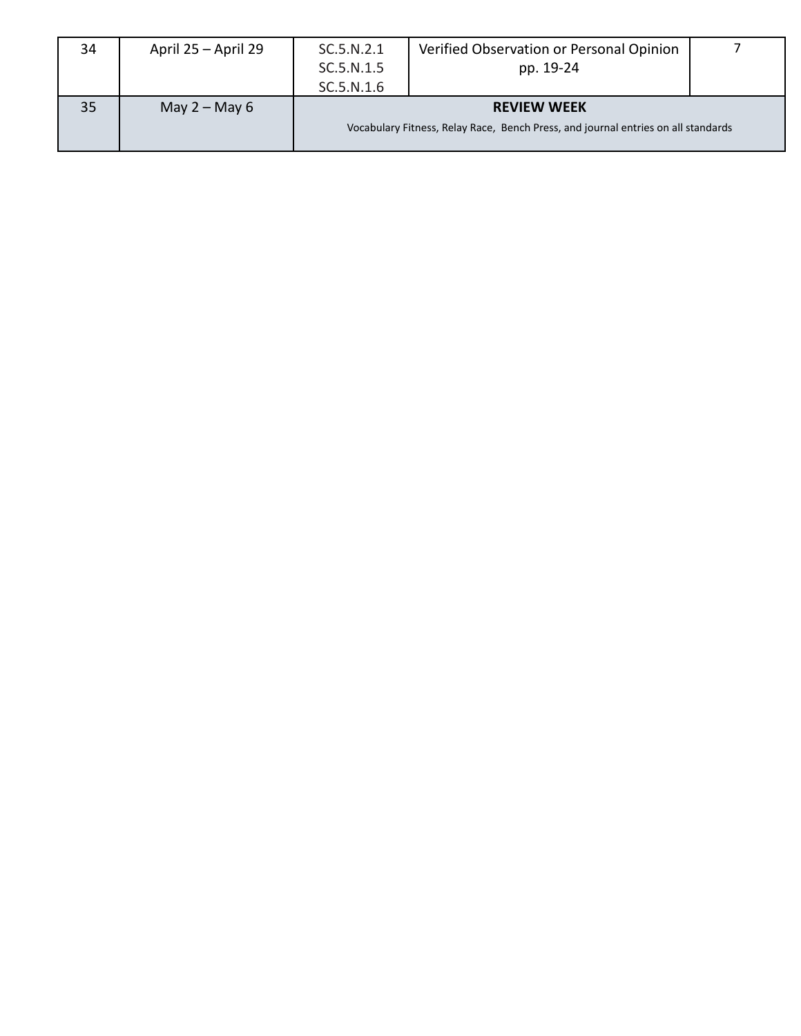| | | | | |
|---|---|---|---|---|
| 34 | April 25 – April 29 | SC.5.N.2.1<br>SC.5.N.1.5<br>SC.5.N.1.6 | Verified Observation or Personal Opinion<br>pp. 19-24 | 7 |
| 35 | May 2 – May 6 | **REVIEW WEEK**<br>Vocabulary Fitness, Relay Race, Bench Press, and journal entries on all standards | | |